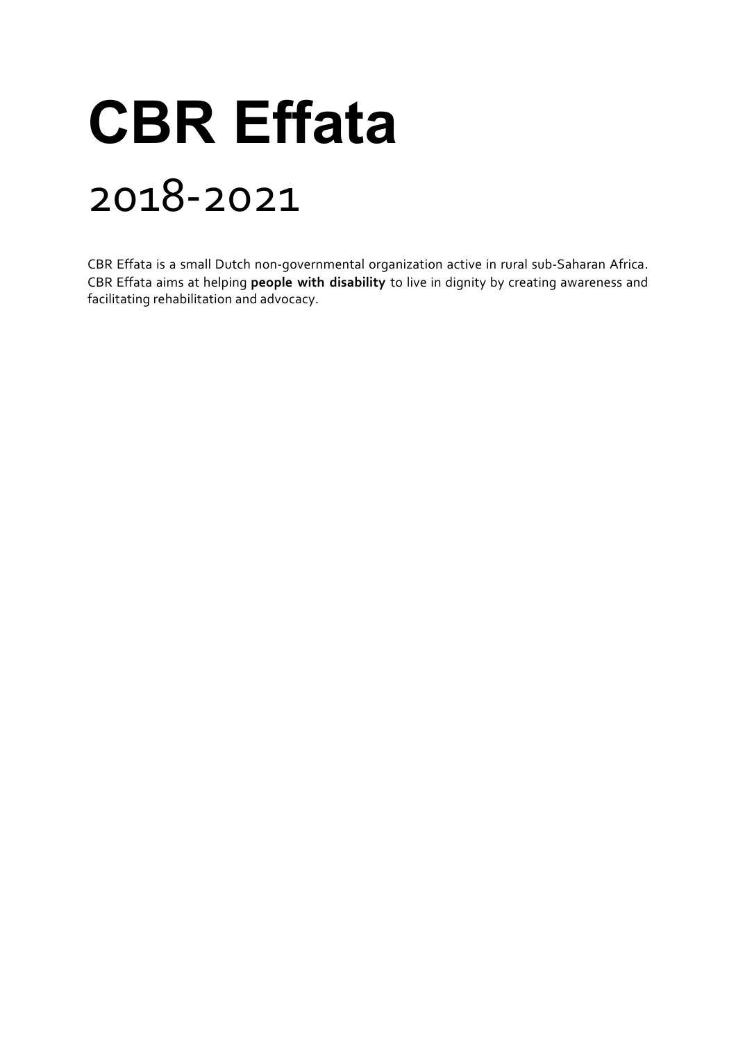# CBR Effata

## 2018-2021

CBR Effata is a small Dutch non-governmental organization active in rural sub-Saharan Africa. CBR Effata aims at helping **people with disability** to live in dignity by creating awareness and facilitating rehabilitation and advocacy.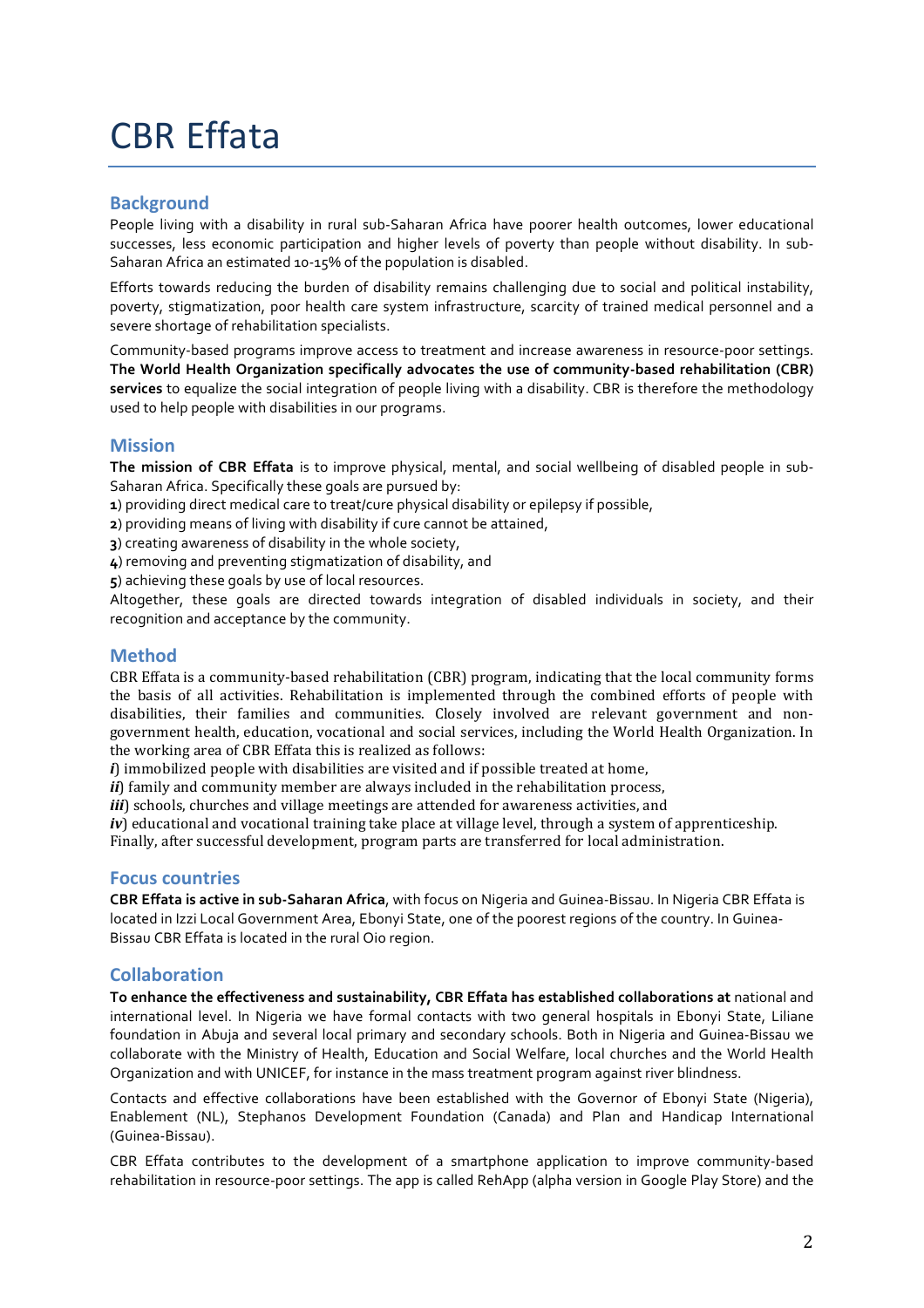# CBR Effata

## Background

People living with a disability in rural sub-Saharan Africa have poorer health outcomes, lower educational successes, less economic participation and higher levels of poverty than people without disability. In sub-Saharan Africa an estimated 10-15% of the population is disabled.

Efforts towards reducing the burden of disability remains challenging due to social and political instability, poverty, stigmatization, poor health care system infrastructure, scarcity of trained medical personnel and a severe shortage of rehabilitation specialists.

Community-based programs improve access to treatment and increase awareness in resource-poor settings. **The World Health Organization specifically advocates the use of community-based rehabilitation (CBR) services** to equalize the social integration of people living with a disability. CBR is therefore the methodology used to help people with disabilities in our programs.

## Mission

**The mission of CBR Effata** is to improve physical, mental, and social wellbeing of disabled people in sub-Saharan Africa. Specifically these goals are pursued by:

**1**) providing direct medical care to treat/cure physical disability or epilepsy if possible,
**2**) providing means of living with disability if cure cannot be attained,
**3**) creating awareness of disability in the whole society,
**4**) removing and preventing stigmatization of disability, and
**5**) achieving these goals by use of local resources.

Altogether, these goals are directed towards integration of disabled individuals in society, and their recognition and acceptance by the community.

## Method

CBR Effata is a community-based rehabilitation (CBR) program, indicating that the local community forms the basis of all activities. Rehabilitation is implemented through the combined efforts of people with disabilities, their families and communities. Closely involved are relevant government and non-government health, education, vocational and social services, including the World Health Organization. In the working area of CBR Effata this is realized as follows:

***i***) immobilized people with disabilities are visited and if possible treated at home,
***ii***) family and community member are always included in the rehabilitation process,
***iii***) schools, churches and village meetings are attended for awareness activities, and
***iv***) educational and vocational training take place at village level, through a system of apprenticeship.

Finally, after successful development, program parts are transferred for local administration.

## Focus countries

**CBR Effata is active in sub-Saharan Africa**, with focus on Nigeria and Guinea-Bissau. In Nigeria CBR Effata is located in Izzi Local Government Area, Ebonyi State, one of the poorest regions of the country. In Guinea-Bissau CBR Effata is located in the rural Oio region.

## Collaboration

**To enhance the effectiveness and sustainability, CBR Effata has established collaborations at** national and international level. In Nigeria we have formal contacts with two general hospitals in Ebonyi State, Liliane foundation in Abuja and several local primary and secondary schools. Both in Nigeria and Guinea-Bissau we collaborate with the Ministry of Health, Education and Social Welfare, local churches and the World Health Organization and with UNICEF, for instance in the mass treatment program against river blindness.

Contacts and effective collaborations have been established with the Governor of Ebonyi State (Nigeria), Enablement (NL), Stephanos Development Foundation (Canada) and Plan and Handicap International (Guinea-Bissau).

CBR Effata contributes to the development of a smartphone application to improve community-based rehabilitation in resource-poor settings. The app is called RehApp (alpha version in Google Play Store) and the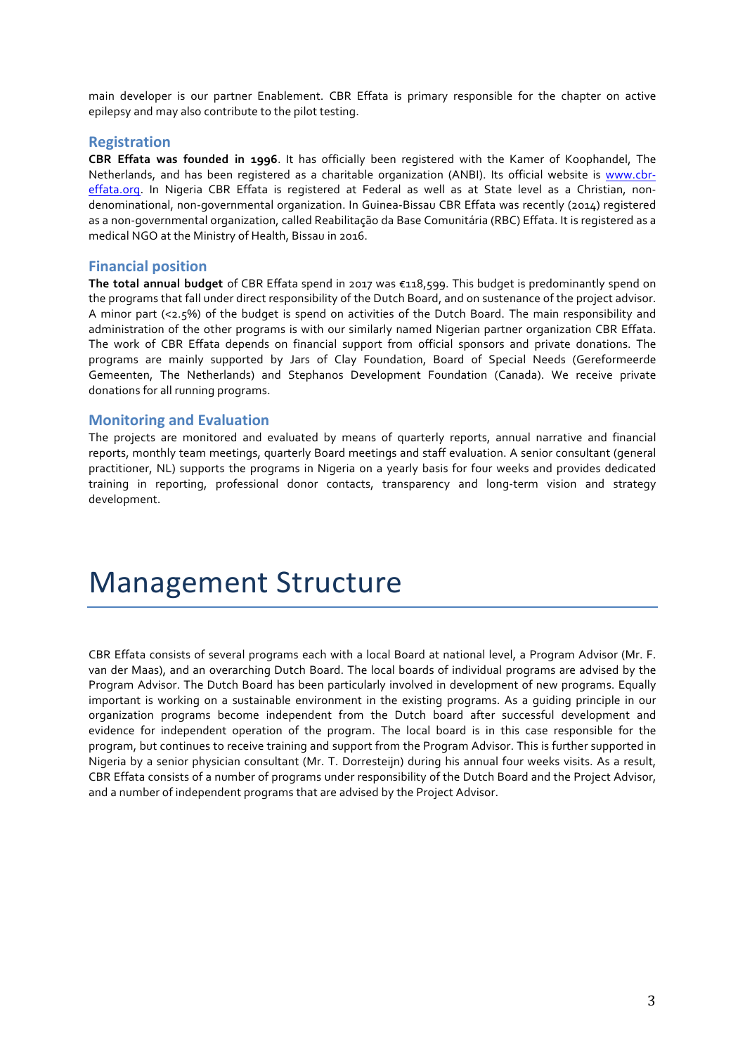main developer is our partner Enablement. CBR Effata is primary responsible for the chapter on active epilepsy and may also contribute to the pilot testing.

## Registration

**CBR Effata was founded in 1996**. It has officially been registered with the Kamer of Koophandel, The Netherlands, and has been registered as a charitable organization (ANBI). Its official website is www.cbr-effata.org. In Nigeria CBR Effata is registered at Federal as well as at State level as a Christian, non-denominational, non-governmental organization. In Guinea-Bissau CBR Effata was recently (2014) registered as a non-governmental organization, called Reabilitação da Base Comunitária (RBC) Effata. It is registered as a medical NGO at the Ministry of Health, Bissau in 2016.

## Financial position

**The total annual budget** of CBR Effata spend in 2017 was €118,599. This budget is predominantly spend on the programs that fall under direct responsibility of the Dutch Board, and on sustenance of the project advisor. A minor part (<2.5%) of the budget is spend on activities of the Dutch Board. The main responsibility and administration of the other programs is with our similarly named Nigerian partner organization CBR Effata. The work of CBR Effata depends on financial support from official sponsors and private donations. The programs are mainly supported by Jars of Clay Foundation, Board of Special Needs (Gereformeerde Gemeenten, The Netherlands) and Stephanos Development Foundation (Canada). We receive private donations for all running programs.

## Monitoring and Evaluation

The projects are monitored and evaluated by means of quarterly reports, annual narrative and financial reports, monthly team meetings, quarterly Board meetings and staff evaluation. A senior consultant (general practitioner, NL) supports the programs in Nigeria on a yearly basis for four weeks and provides dedicated training in reporting, professional donor contacts, transparency and long-term vision and strategy development.

# Management Structure

CBR Effata consists of several programs each with a local Board at national level, a Program Advisor (Mr. F. van der Maas), and an overarching Dutch Board. The local boards of individual programs are advised by the Program Advisor. The Dutch Board has been particularly involved in development of new programs. Equally important is working on a sustainable environment in the existing programs. As a guiding principle in our organization programs become independent from the Dutch board after successful development and evidence for independent operation of the program. The local board is in this case responsible for the program, but continues to receive training and support from the Program Advisor. This is further supported in Nigeria by a senior physician consultant (Mr. T. Dorresteijn) during his annual four weeks visits. As a result, CBR Effata consists of a number of programs under responsibility of the Dutch Board and the Project Advisor, and a number of independent programs that are advised by the Project Advisor.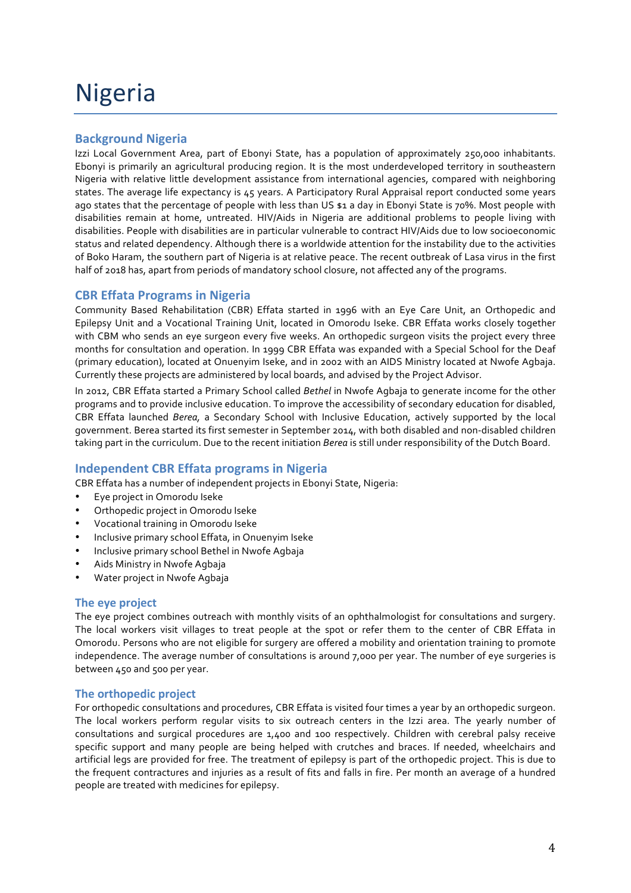# Nigeria

## Background Nigeria

Izzi Local Government Area, part of Ebonyi State, has a population of approximately 250,000 inhabitants. Ebonyi is primarily an agricultural producing region. It is the most underdeveloped territory in southeastern Nigeria with relative little development assistance from international agencies, compared with neighboring states. The average life expectancy is 45 years. A Participatory Rural Appraisal report conducted some years ago states that the percentage of people with less than US $1 a day in Ebonyi State is 70%. Most people with disabilities remain at home, untreated. HIV/Aids in Nigeria are additional problems to people living with disabilities. People with disabilities are in particular vulnerable to contract HIV/Aids due to low socioeconomic status and related dependency. Although there is a worldwide attention for the instability due to the activities of Boko Haram, the southern part of Nigeria is at relative peace. The recent outbreak of Lasa virus in the first half of 2018 has, apart from periods of mandatory school closure, not affected any of the programs.

## CBR Effata Programs in Nigeria

Community Based Rehabilitation (CBR) Effata started in 1996 with an Eye Care Unit, an Orthopedic and Epilepsy Unit and a Vocational Training Unit, located in Omorodu Iseke. CBR Effata works closely together with CBM who sends an eye surgeon every five weeks. An orthopedic surgeon visits the project every three months for consultation and operation. In 1999 CBR Effata was expanded with a Special School for the Deaf (primary education), located at Onuenyim Iseke, and in 2002 with an AIDS Ministry located at Nwofe Agbaja. Currently these projects are administered by local boards, and advised by the Project Advisor.

In 2012, CBR Effata started a Primary School called *Bethel* in Nwofe Agbaja to generate income for the other programs and to provide inclusive education. To improve the accessibility of secondary education for disabled, CBR Effata launched *Berea*, a Secondary School with Inclusive Education, actively supported by the local government. Berea started its first semester in September 2014, with both disabled and non-disabled children taking part in the curriculum. Due to the recent initiation *Berea* is still under responsibility of the Dutch Board.

## Independent CBR Effata programs in Nigeria

CBR Effata has a number of independent projects in Ebonyi State, Nigeria:

- Eye project in Omorodu Iseke
- Orthopedic project in Omorodu Iseke
- Vocational training in Omorodu Iseke
- Inclusive primary school Effata, in Onuenyim Iseke
- Inclusive primary school Bethel in Nwofe Agbaja
- Aids Ministry in Nwofe Agbaja
- Water project in Nwofe Agbaja

### The eye project

The eye project combines outreach with monthly visits of an ophthalmologist for consultations and surgery. The local workers visit villages to treat people at the spot or refer them to the center of CBR Effata in Omorodu. Persons who are not eligible for surgery are offered a mobility and orientation training to promote independence. The average number of consultations is around 7,000 per year. The number of eye surgeries is between 450 and 500 per year.

### The orthopedic project

For orthopedic consultations and procedures, CBR Effata is visited four times a year by an orthopedic surgeon. The local workers perform regular visits to six outreach centers in the Izzi area. The yearly number of consultations and surgical procedures are 1,400 and 100 respectively. Children with cerebral palsy receive specific support and many people are being helped with crutches and braces. If needed, wheelchairs and artificial legs are provided for free. The treatment of epilepsy is part of the orthopedic project. This is due to the frequent contractures and injuries as a result of fits and falls in fire. Per month an average of a hundred people are treated with medicines for epilepsy.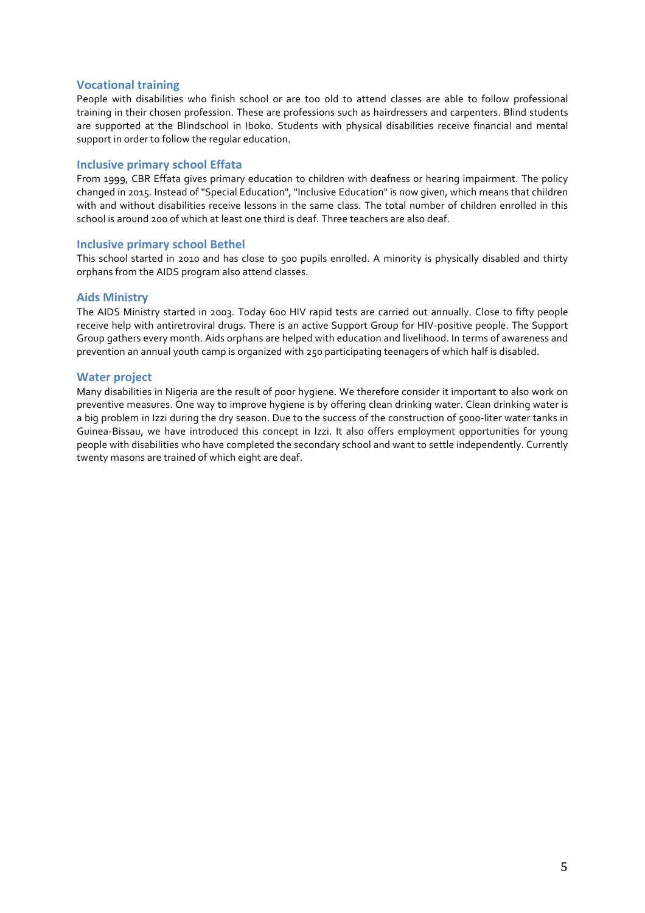### Vocational training

People with disabilities who finish school or are too old to attend classes are able to follow professional training in their chosen profession. These are professions such as hairdressers and carpenters. Blind students are supported at the Blindschool in Iboko. Students with physical disabilities receive financial and mental support in order to follow the regular education.

### Inclusive primary school Effata

From 1999, CBR Effata gives primary education to children with deafness or hearing impairment. The policy changed in 2015. Instead of "Special Education", "Inclusive Education" is now given, which means that children with and without disabilities receive lessons in the same class. The total number of children enrolled in this school is around 200 of which at least one third is deaf. Three teachers are also deaf.

### Inclusive primary school Bethel

This school started in 2010 and has close to 500 pupils enrolled. A minority is physically disabled and thirty orphans from the AIDS program also attend classes.

### Aids Ministry

The AIDS Ministry started in 2003. Today 600 HIV rapid tests are carried out annually. Close to fifty people receive help with antiretroviral drugs. There is an active Support Group for HIV-positive people. The Support Group gathers every month. Aids orphans are helped with education and livelihood. In terms of awareness and prevention an annual youth camp is organized with 250 participating teenagers of which half is disabled.

### Water project

Many disabilities in Nigeria are the result of poor hygiene. We therefore consider it important to also work on preventive measures. One way to improve hygiene is by offering clean drinking water. Clean drinking water is a big problem in Izzi during the dry season. Due to the success of the construction of 5000-liter water tanks in Guinea-Bissau, we have introduced this concept in Izzi. It also offers employment opportunities for young people with disabilities who have completed the secondary school and want to settle independently. Currently twenty masons are trained of which eight are deaf.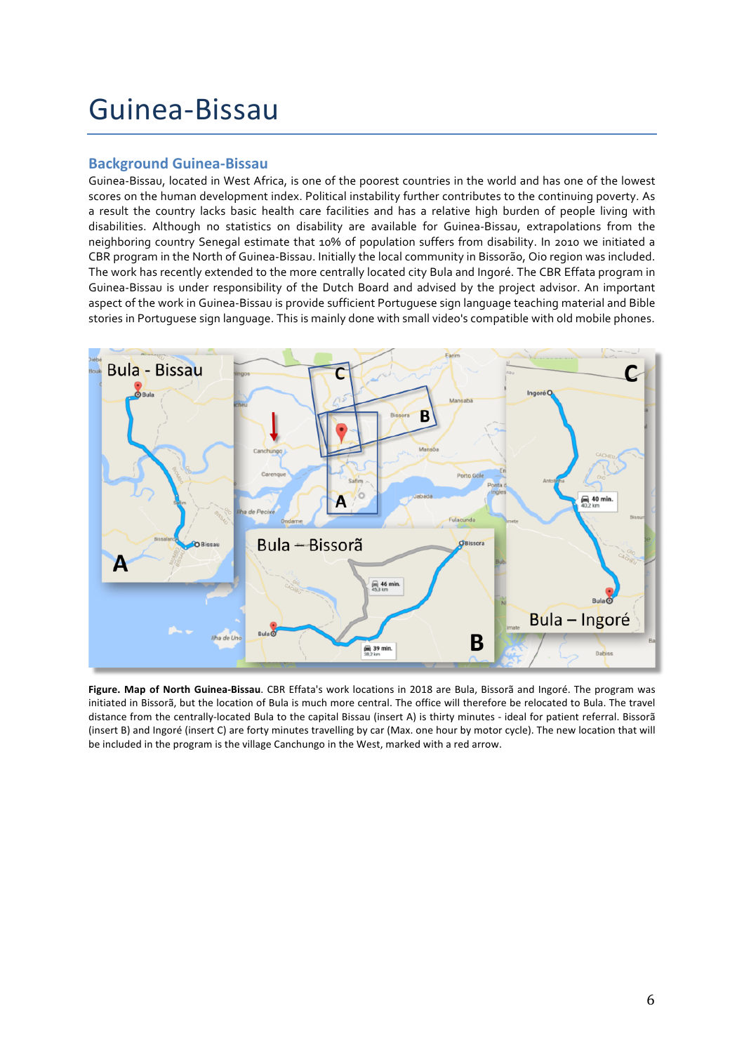# Guinea-Bissau

## Background Guinea-Bissau

Guinea-Bissau, located in West Africa, is one of the poorest countries in the world and has one of the lowest scores on the human development index. Political instability further contributes to the continuing poverty. As a result the country lacks basic health care facilities and has a relative high burden of people living with disabilities. Although no statistics on disability are available for Guinea-Bissau, extrapolations from the neighboring country Senegal estimate that 10% of population suffers from disability. In 2010 we initiated a CBR program in the North of Guinea-Bissau. Initially the local community in Bissorão, Oio region was included. The work has recently extended to the more centrally located city Bula and Ingoré. The CBR Effata program in Guinea-Bissau is under responsibility of the Dutch Board and advised by the project advisor. An important aspect of the work in Guinea-Bissau is provide sufficient Portuguese sign language teaching material and Bible stories in Portuguese sign language. This is mainly done with small video's compatible with old mobile phones.

Bula - Bissau

Bula – Bissorã

Bula – Ingoré

**Figure. Map of North Guinea-Bissau**. CBR Effata's work locations in 2018 are Bula, Bissorã and Ingoré. The program was initiated in Bissorã, but the location of Bula is much more central. The office will therefore be relocated to Bula. The travel distance from the centrally-located Bula to the capital Bissau (insert A) is thirty minutes - ideal for patient referral. Bissorã (insert B) and Ingoré (insert C) are forty minutes travelling by car (Max. one hour by motor cycle). The new location that will be included in the program is the village Canchungo in the West, marked with a red arrow.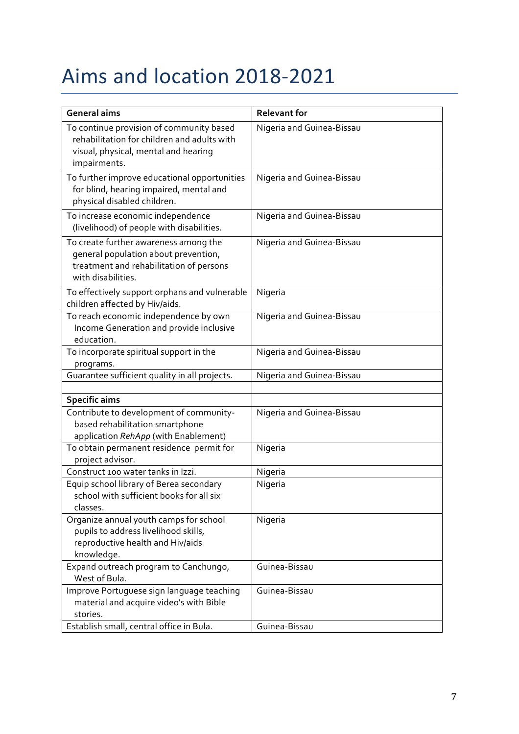# Aims and location 2018-2021

| General aims | Relevant for |
|---|---|
| To continue provision of community based rehabilitation for children and adults with visual, physical, mental and hearing impairments. | Nigeria and Guinea-Bissau |
| To further improve educational opportunities for blind, hearing impaired, mental and physical disabled children. | Nigeria and Guinea-Bissau |
| To increase economic independence (livelihood) of people with disabilities. | Nigeria and Guinea-Bissau |
| To create further awareness among the general population about prevention, treatment and rehabilitation of persons with disabilities. | Nigeria and Guinea-Bissau |
| To effectively support orphans and vulnerable children affected by Hiv/aids. | Nigeria |
| To reach economic independence by own Income Generation and provide inclusive education. | Nigeria and Guinea-Bissau |
| To incorporate spiritual support in the programs. | Nigeria and Guinea-Bissau |
| Guarantee sufficient quality in all projects. | Nigeria and Guinea-Bissau |
| | |
| **Specific aims** | |
| Contribute to development of community-based rehabilitation smartphone application *RehApp* (with Enablement) | Nigeria and Guinea-Bissau |
| To obtain permanent residence permit for project advisor. | Nigeria |
| Construct 100 water tanks in Izzi. | Nigeria |
| Equip school library of Berea secondary school with sufficient books for all six classes. | Nigeria |
| Organize annual youth camps for school pupils to address livelihood skills, reproductive health and Hiv/aids knowledge. | Nigeria |
| Expand outreach program to Canchungo, West of Bula. | Guinea-Bissau |
| Improve Portuguese sign language teaching material and acquire video's with Bible stories. | Guinea-Bissau |
| Establish small, central office in Bula. | Guinea-Bissau |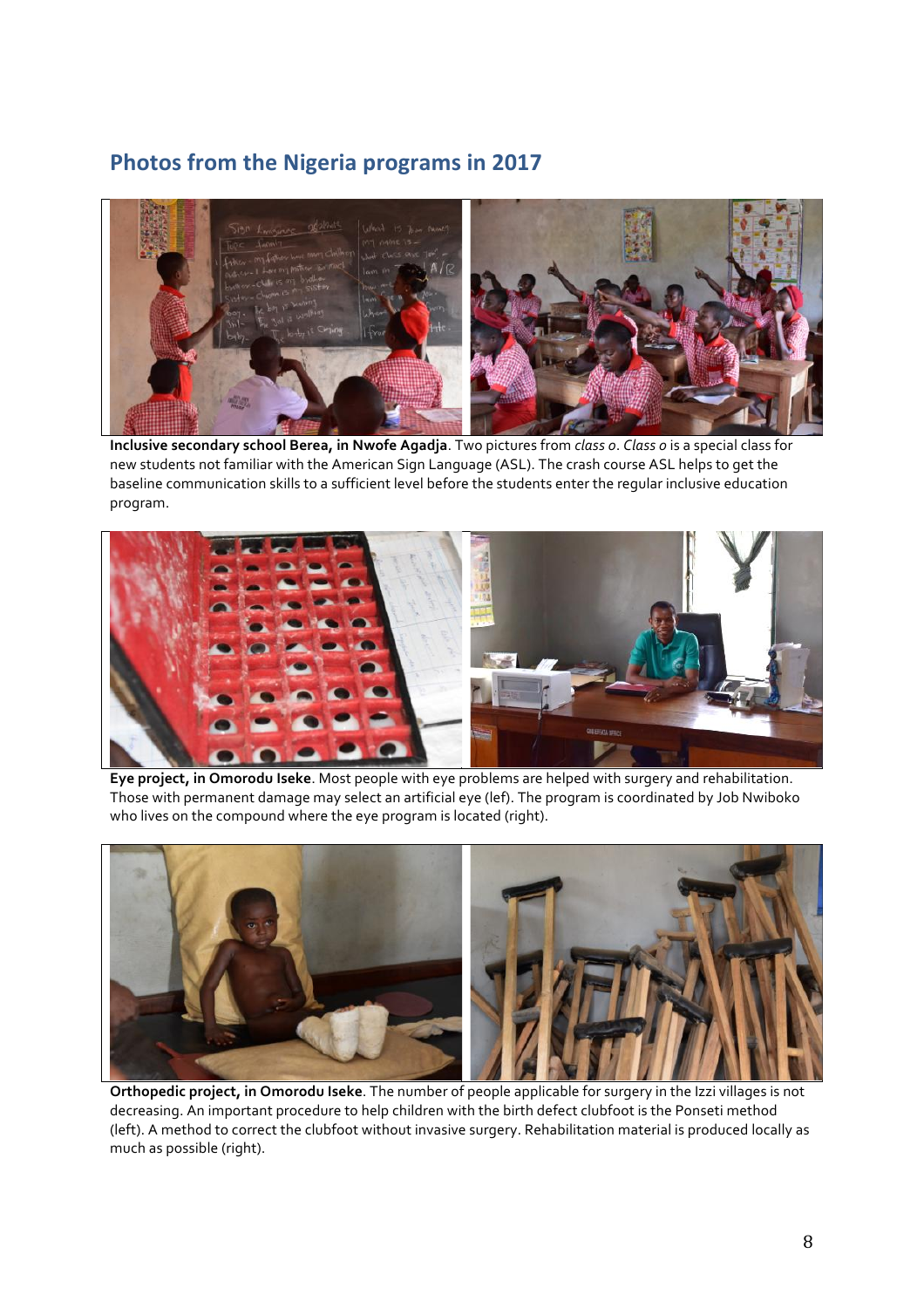## Photos from the Nigeria programs in 2017

**Inclusive secondary school Berea, in Nwofe Agadja**. Two pictures from *class o*. *Class o* is a special class for new students not familiar with the American Sign Language (ASL). The crash course ASL helps to get the baseline communication skills to a sufficient level before the students enter the regular inclusive education program.

**Eye project, in Omorodu Iseke**. Most people with eye problems are helped with surgery and rehabilitation. Those with permanent damage may select an artificial eye (lef). The program is coordinated by Job Nwiboko who lives on the compound where the eye program is located (right).

**Orthopedic project, in Omorodu Iseke**. The number of people applicable for surgery in the Izzi villages is not decreasing. An important procedure to help children with the birth defect clubfoot is the Ponseti method (left). A method to correct the clubfoot without invasive surgery. Rehabilitation material is produced locally as much as possible (right).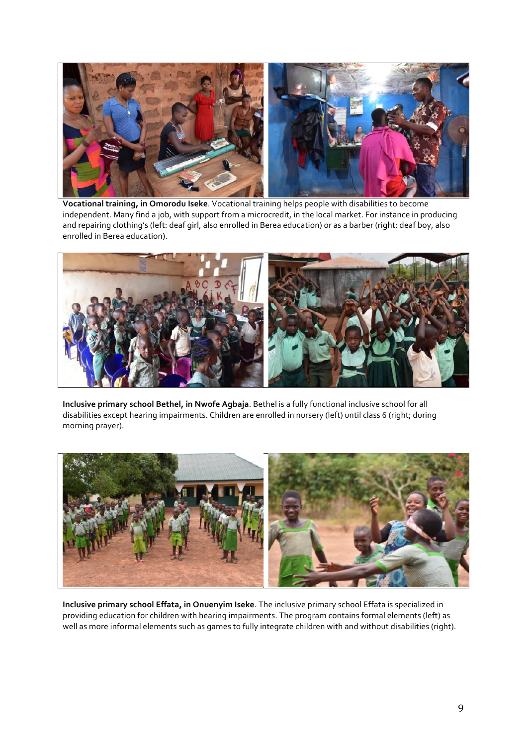**Vocational training, in Omorodu Iseke**. Vocational training helps people with disabilities to become independent. Many find a job, with support from a microcredit, in the local market. For instance in producing and repairing clothing's (left: deaf girl, also enrolled in Berea education) or as a barber (right: deaf boy, also enrolled in Berea education).

**Inclusive primary school Bethel, in Nwofe Agbaja**. Bethel is a fully functional inclusive school for all disabilities except hearing impairments. Children are enrolled in nursery (left) until class 6 (right; during morning prayer).

**Inclusive primary school Effata, in Onuenyim Iseke**. The inclusive primary school Effata is specialized in providing education for children with hearing impairments. The program contains formal elements (left) as well as more informal elements such as games to fully integrate children with and without disabilities (right).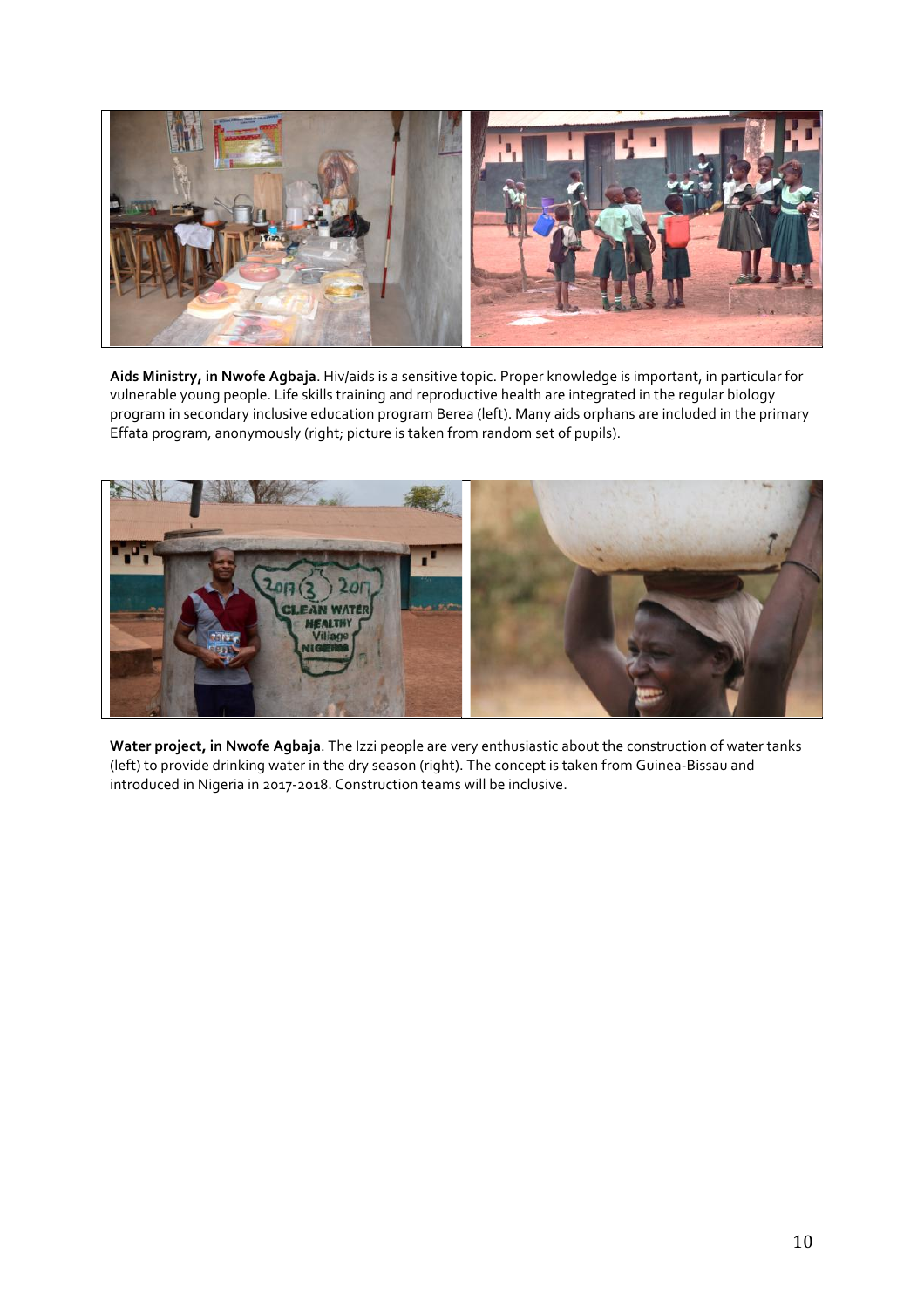**Aids Ministry, in Nwofe Agbaja**. Hiv/aids is a sensitive topic. Proper knowledge is important, in particular for vulnerable young people. Life skills training and reproductive health are integrated in the regular biology program in secondary inclusive education program Berea (left). Many aids orphans are included in the primary Effata program, anonymously (right; picture is taken from random set of pupils).

**Water project, in Nwofe Agbaja**. The Izzi people are very enthusiastic about the construction of water tanks (left) to provide drinking water in the dry season (right). The concept is taken from Guinea-Bissau and introduced in Nigeria in 2017-2018. Construction teams will be inclusive.